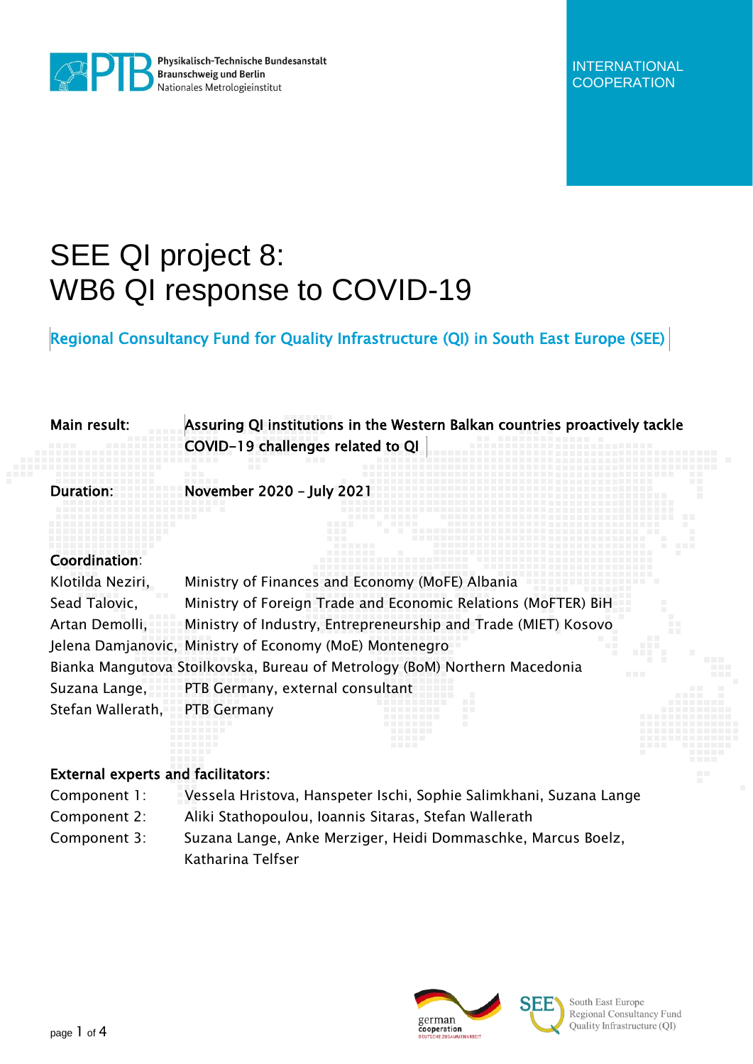Physikalisch-Technische Bundesanstalt
Braunschweig und Berlin
Nationales Metrologieinstitut

INTERNATIONAL COOPERATION

# SEE QI project 8: WB6 QI response to COVID-19

Regional Consultancy Fund for Quality Infrastructure (QI) in South East Europe (SEE)

**Main result:** Assuring QI institutions in the Western Balkan countries proactively tackle COVID-19 challenges related to QI

**Duration:** November 2020 – July 2021

**Coordination:**

Klotilda Neziri, Ministry of Finances and Economy (MoFE) Albania
Sead Talovic, Ministry of Foreign Trade and Economic Relations (MoFTER) BiH
Artan Demolli, Ministry of Industry, Entrepreneurship and Trade (MIET) Kosovo
Jelena Damjanovic, Ministry of Economy (MoE) Montenegro
Bianka Mangutova Stoilkovska, Bureau of Metrology (BoM) Northern Macedonia
Suzana Lange, PTB Germany, external consultant
Stefan Wallerath, PTB Germany

**External experts and facilitators:**

Component 1: Vessela Hristova, Hanspeter Ischi, Sophie Salimkhani, Suzana Lange
Component 2: Aliki Stathopoulou, Ioannis Sitaras, Stefan Wallerath
Component 3: Suzana Lange, Anke Merziger, Heidi Dommaschke, Marcus Boelz, Katharina Telfser

german cooperation
DEUTSCHE ZUSAMMENARBEIT

SEE South East Europe Regional Consultancy Fund Quality Infrastructure (QI)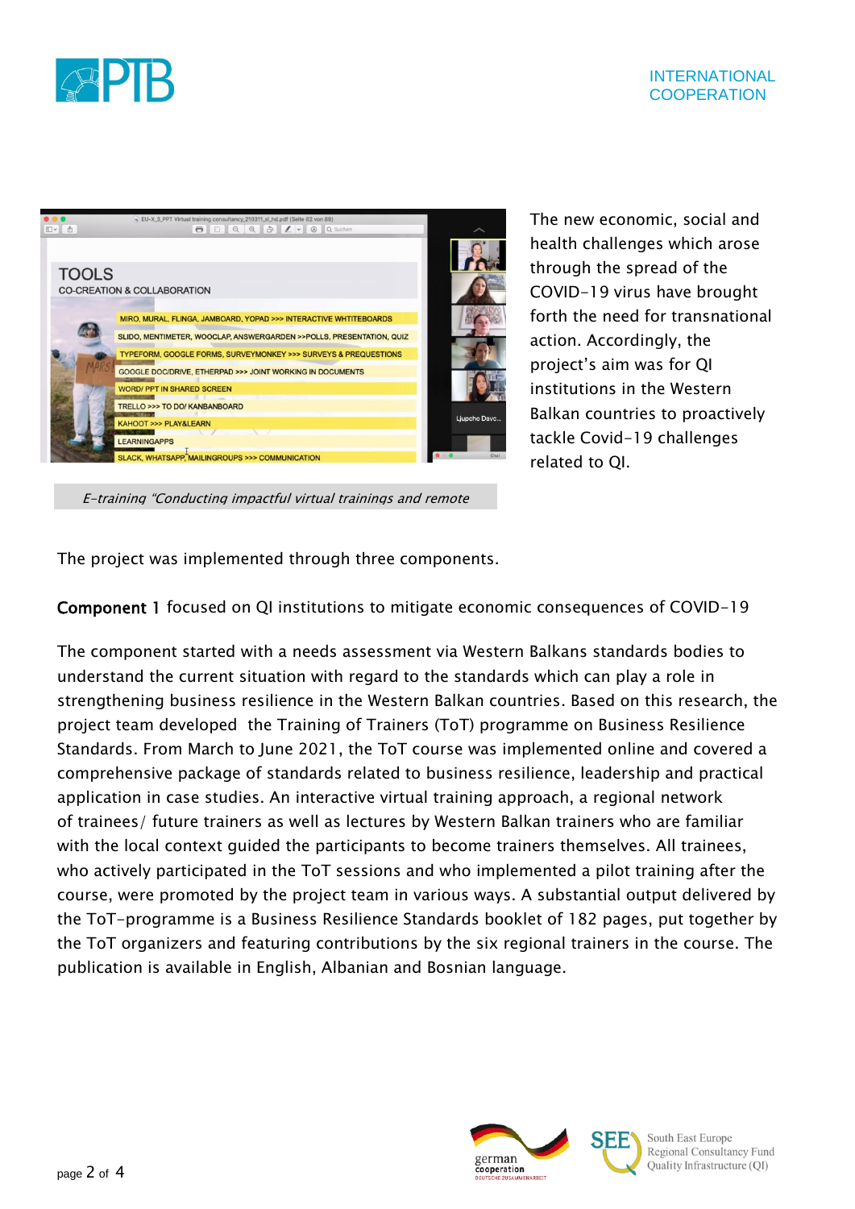*E-training "Conducting impactful virtual trainings and remote*

The new economic, social and health challenges which arose through the spread of the COVID-19 virus have brought forth the need for transnational action. Accordingly, the project's aim was for QI institutions in the Western Balkan countries to proactively tackle Covid-19 challenges related to QI.

The project was implemented through three components.

**Component 1** focused on QI institutions to mitigate economic consequences of COVID-19

The component started with a needs assessment via Western Balkans standards bodies to understand the current situation with regard to the standards which can play a role in strengthening business resilience in the Western Balkan countries. Based on this research, the project team developed the Training of Trainers (ToT) programme on Business Resilience Standards. From March to June 2021, the ToT course was implemented online and covered a comprehensive package of standards related to business resilience, leadership and practical application in case studies. An interactive virtual training approach, a regional network of trainees/ future trainers as well as lectures by Western Balkan trainers who are familiar with the local context guided the participants to become trainers themselves. All trainees, who actively participated in the ToT sessions and who implemented a pilot training after the course, were promoted by the project team in various ways. A substantial output delivered by the ToT-programme is a Business Resilience Standards booklet of 182 pages, put together by the ToT organizers and featuring contributions by the six regional trainers in the course. The publication is available in English, Albanian and Bosnian language.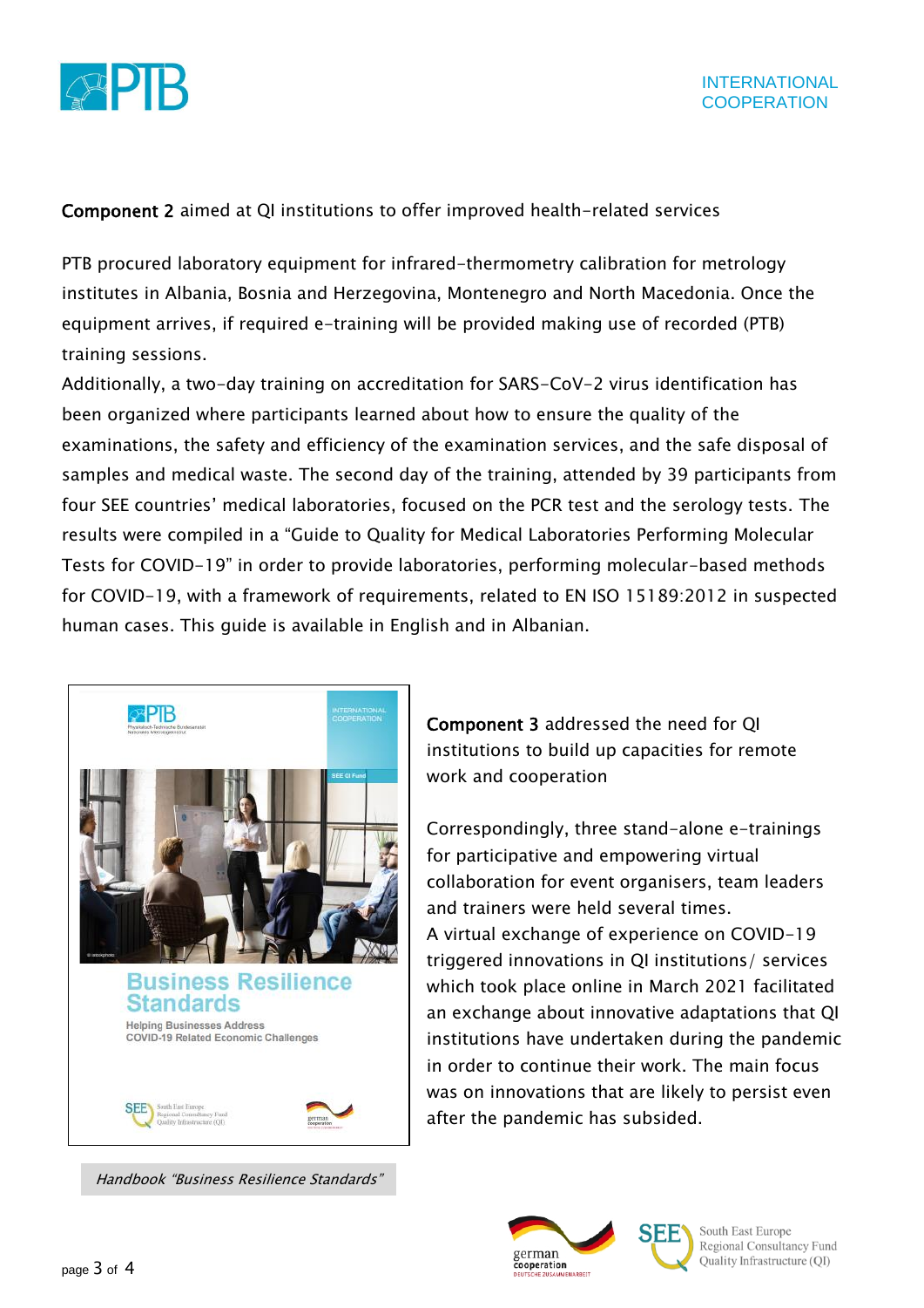**Component 2** aimed at QI institutions to offer improved health-related services

PTB procured laboratory equipment for infrared-thermometry calibration for metrology institutes in Albania, Bosnia and Herzegovina, Montenegro and North Macedonia. Once the equipment arrives, if required e-training will be provided making use of recorded (PTB) training sessions.

Additionally, a two-day training on accreditation for SARS-CoV-2 virus identification has been organized where participants learned about how to ensure the quality of the examinations, the safety and efficiency of the examination services, and the safe disposal of samples and medical waste. The second day of the training, attended by 39 participants from four SEE countries' medical laboratories, focused on the PCR test and the serology tests. The results were compiled in a "Guide to Quality for Medical Laboratories Performing Molecular Tests for COVID-19" in order to provide laboratories, performing molecular-based methods for COVID-19, with a framework of requirements, related to EN ISO 15189:2012 in suspected human cases. This guide is available in English and in Albanian.

*Handbook "Business Resilience Standards"*

**Component 3** addressed the need for QI institutions to build up capacities for remote work and cooperation

Correspondingly, three stand-alone e-trainings for participative and empowering virtual collaboration for event organisers, team leaders and trainers were held several times.

A virtual exchange of experience on COVID-19 triggered innovations in QI institutions/ services which took place online in March 2021 facilitated an exchange about innovative adaptations that QI institutions have undertaken during the pandemic in order to continue their work. The main focus was on innovations that are likely to persist even after the pandemic has subsided.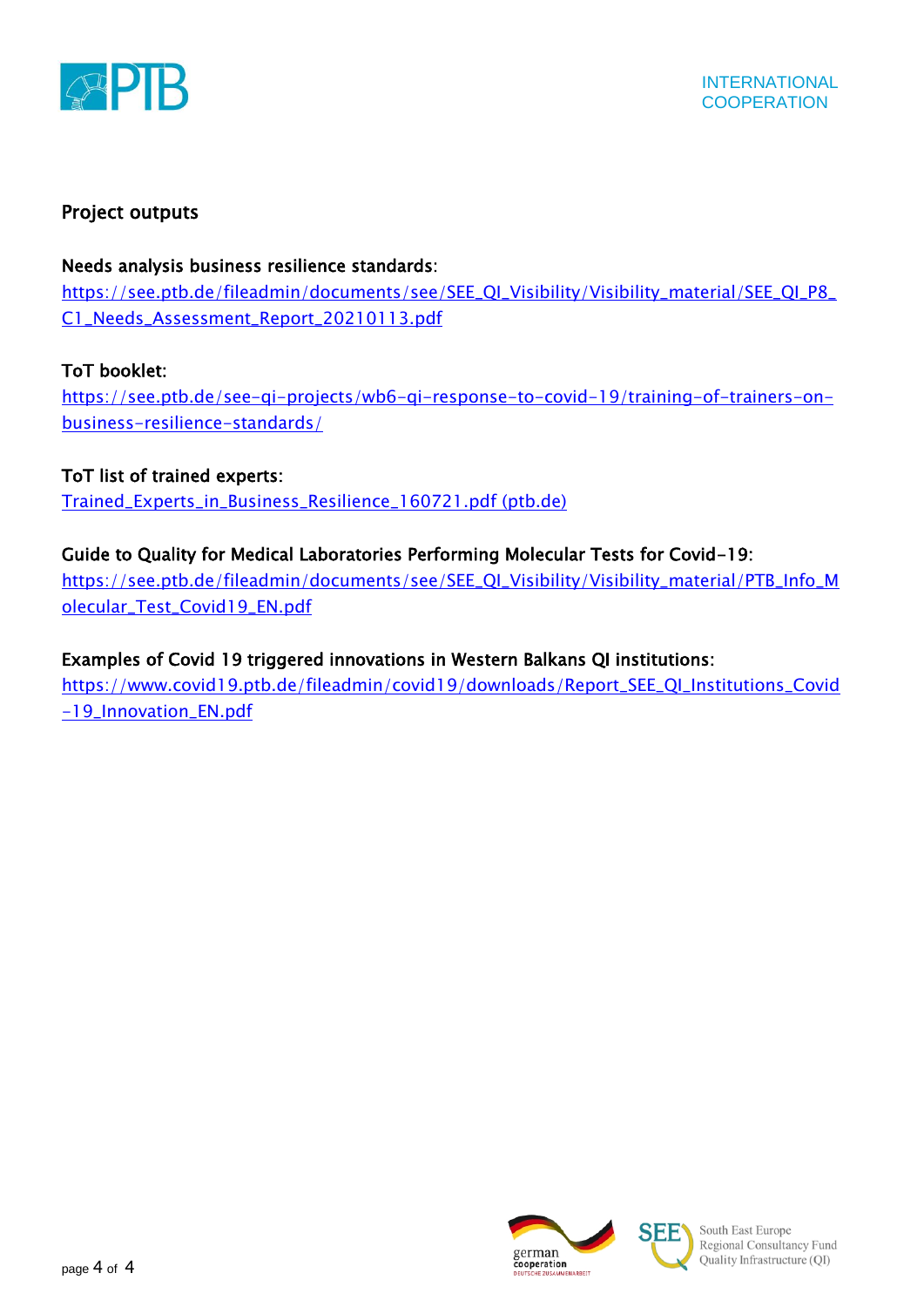## Project outputs

**Needs analysis business resilience standards**:
https://see.ptb.de/fileadmin/documents/see/SEE_QI_Visibility/Visibility_material/SEE_QI_P8_C1_Needs_Assessment_Report_20210113.pdf

**ToT booklet:**
https://see.ptb.de/see-qi-projects/wb6-qi-response-to-covid-19/training-of-trainers-on-business-resilience-standards/

**ToT list of trained experts:**
Trained_Experts_in_Business_Resilience_160721.pdf (ptb.de)

**Guide to Quality for Medical Laboratories Performing Molecular Tests for Covid-19:**
https://see.ptb.de/fileadmin/documents/see/SEE_QI_Visibility/Visibility_material/PTB_Info_Molecular_Test_Covid19_EN.pdf

**Examples of Covid 19 triggered innovations in Western Balkans QI institutions:**
https://www.covid19.ptb.de/fileadmin/covid19/downloads/Report_SEE_QI_Institutions_Covid-19_Innovation_EN.pdf